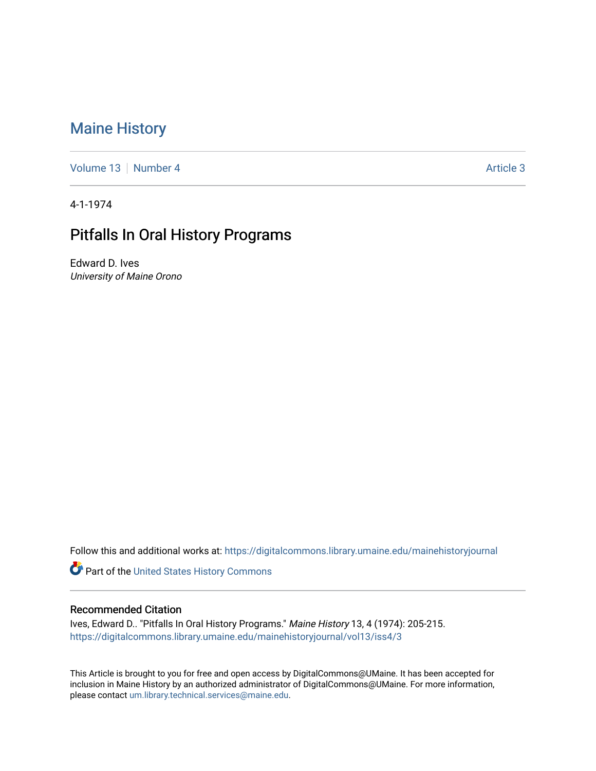# Maine History

Volume 13 | Number 4 | Article 3

4-1-1974

## Pitfalls In Oral History Programs

Edward D. Ives
*University of Maine Orono*

Follow this and additional works at: https://digitalcommons.library.umaine.edu/mainehistoryjournal

Part of the United States History Commons

### Recommended Citation

Ives, Edward D.. "Pitfalls In Oral History Programs." *Maine History* 13, 4 (1974): 205-215.
https://digitalcommons.library.umaine.edu/mainehistoryjournal/vol13/iss4/3

This Article is brought to you for free and open access by DigitalCommons@UMaine. It has been accepted for inclusion in Maine History by an authorized administrator of DigitalCommons@UMaine. For more information, please contact um.library.technical.services@maine.edu.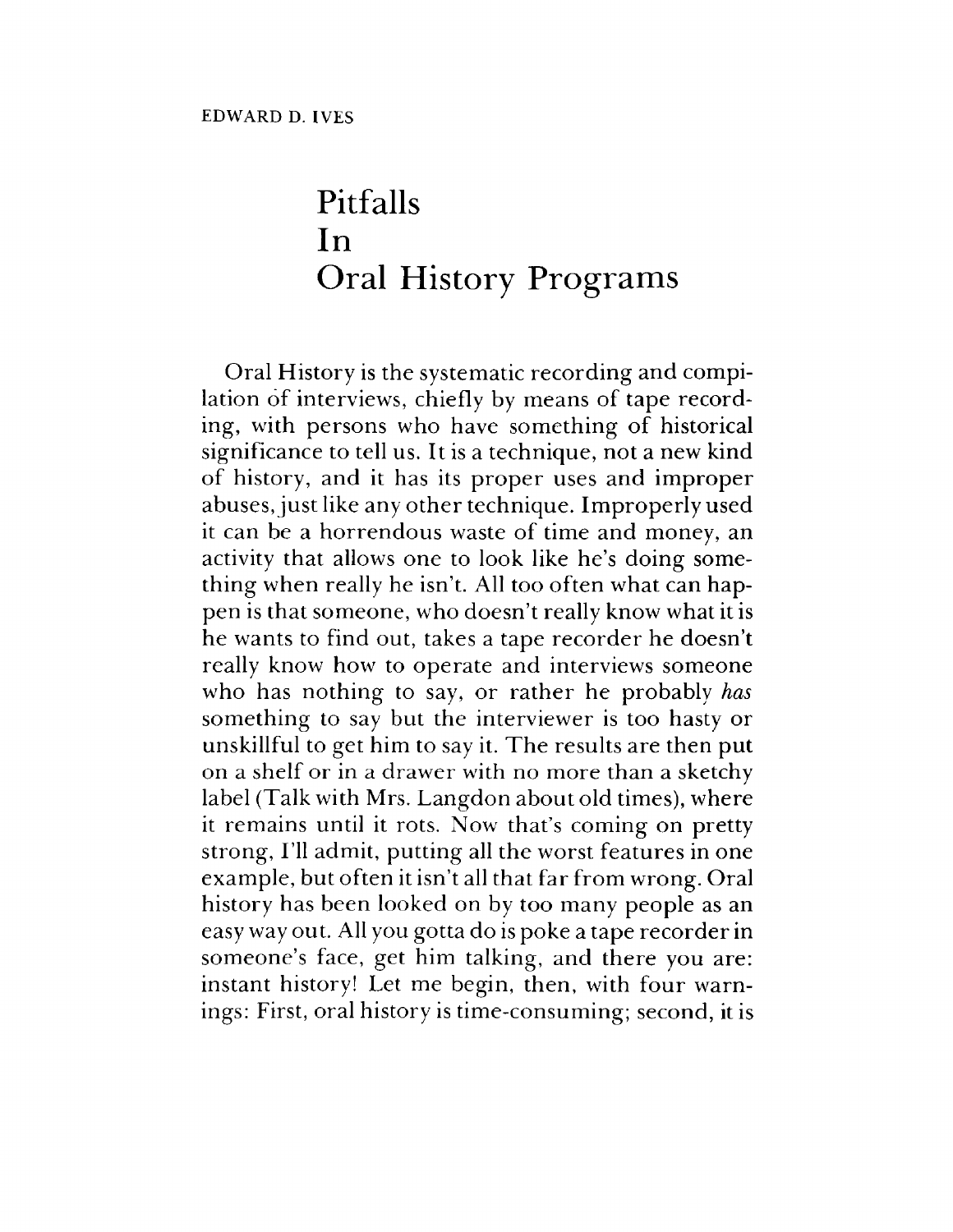EDWARD D. IVES

# Pitfalls In Oral History Programs

Oral History is the systematic recording and compilation of interviews, chiefly by means of tape recording, with persons who have something of historical significance to tell us. It is a technique, not a new kind of history, and it has its proper uses and improper abuses, just like any other technique. Improperly used it can be a horrendous waste of time and money, an activity that allows one to look like he's doing something when really he isn't. All too often what can happen is that someone, who doesn't really know what it is he wants to find out, takes a tape recorder he doesn't really know how to operate and interviews someone who has nothing to say, or rather he probably *has* something to say but the interviewer is too hasty or unskillful to get him to say it. The results are then put on a shelf or in a drawer with no more than a sketchy label (Talk with Mrs. Langdon about old times), where it remains until it rots. Now that's coming on pretty strong, I'll admit, putting all the worst features in one example, but often it isn't all that far from wrong. Oral history has been looked on by too many people as an easy way out. All you gotta do is poke a tape recorder in someone's face, get him talking, and there you are: instant history! Let me begin, then, with four warnings: First, oral history is time-consuming; second, it is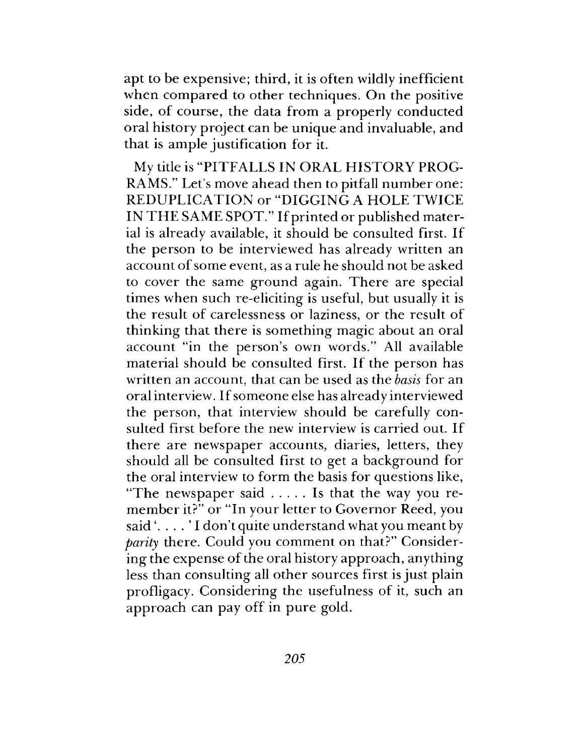apt to be expensive; third, it is often wildly inefficient when compared to other techniques. On the positive side, of course, the data from a properly conducted oral history project can be unique and invaluable, and that is ample justification for it.

My title is "PITFALLS IN ORAL HISTORY PROGRAMS." Let's move ahead then to pitfall number one: REDUPLICATION or "DIGGING A HOLE TWICE IN THE SAME SPOT." If printed or published material is already available, it should be consulted first. If the person to be interviewed has already written an account of some event, as a rule he should not be asked to cover the same ground again. There are special times when such re-eliciting is useful, but usually it is the result of carelessness or laziness, or the result of thinking that there is something magic about an oral account "in the person's own words." All available material should be consulted first. If the person has written an account, that can be used as the *basis* for an oral interview. If someone else has already interviewed the person, that interview should be carefully consulted first before the new interview is carried out. If there are newspaper accounts, diaries, letters, they should all be consulted first to get a background for the oral interview to form the basis for questions like, "The newspaper said . . . . . Is that the way you remember it?" or "In your letter to Governor Reed, you said '. . . . ' I don't quite understand what you meant by *parity* there. Could you comment on that?" Considering the expense of the oral history approach, anything less than consulting all other sources first is just plain profligacy. Considering the usefulness of it, such an approach can pay off in pure gold.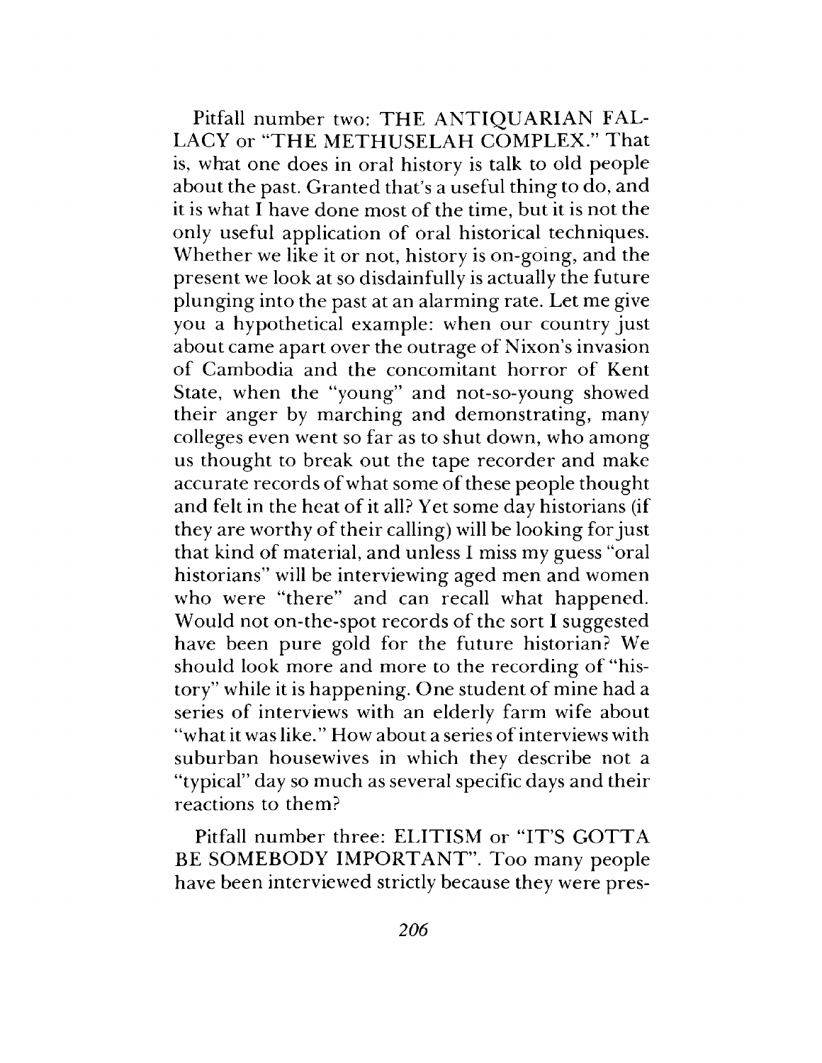Pitfall number two: THE ANTIQUARIAN FALLACY or "THE METHUSELAH COMPLEX." That is, what one does in oral history is talk to old people about the past. Granted that's a useful thing to do, and it is what I have done most of the time, but it is not the only useful application of oral historical techniques. Whether we like it or not, history is on-going, and the present we look at so disdainfully is actually the future plunging into the past at an alarming rate. Let me give you a hypothetical example: when our country just about came apart over the outrage of Nixon's invasion of Cambodia and the concomitant horror of Kent State, when the "young" and not-so-young showed their anger by marching and demonstrating, many colleges even went so far as to shut down, who among us thought to break out the tape recorder and make accurate records of what some of these people thought and felt in the heat of it all? Yet some day historians (if they are worthy of their calling) will be looking for just that kind of material, and unless I miss my guess "oral historians" will be interviewing aged men and women who were "there" and can recall what happened. Would not on-the-spot records of the sort I suggested have been pure gold for the future historian? We should look more and more to the recording of "history" while it is happening. One student of mine had a series of interviews with an elderly farm wife about "what it was like." How about a series of interviews with suburban housewives in which they describe not a "typical" day so much as several specific days and their reactions to them?

Pitfall number three: ELITISM or "IT'S GOTTA BE SOMEBODY IMPORTANT". Too many people have been interviewed strictly because they were pres-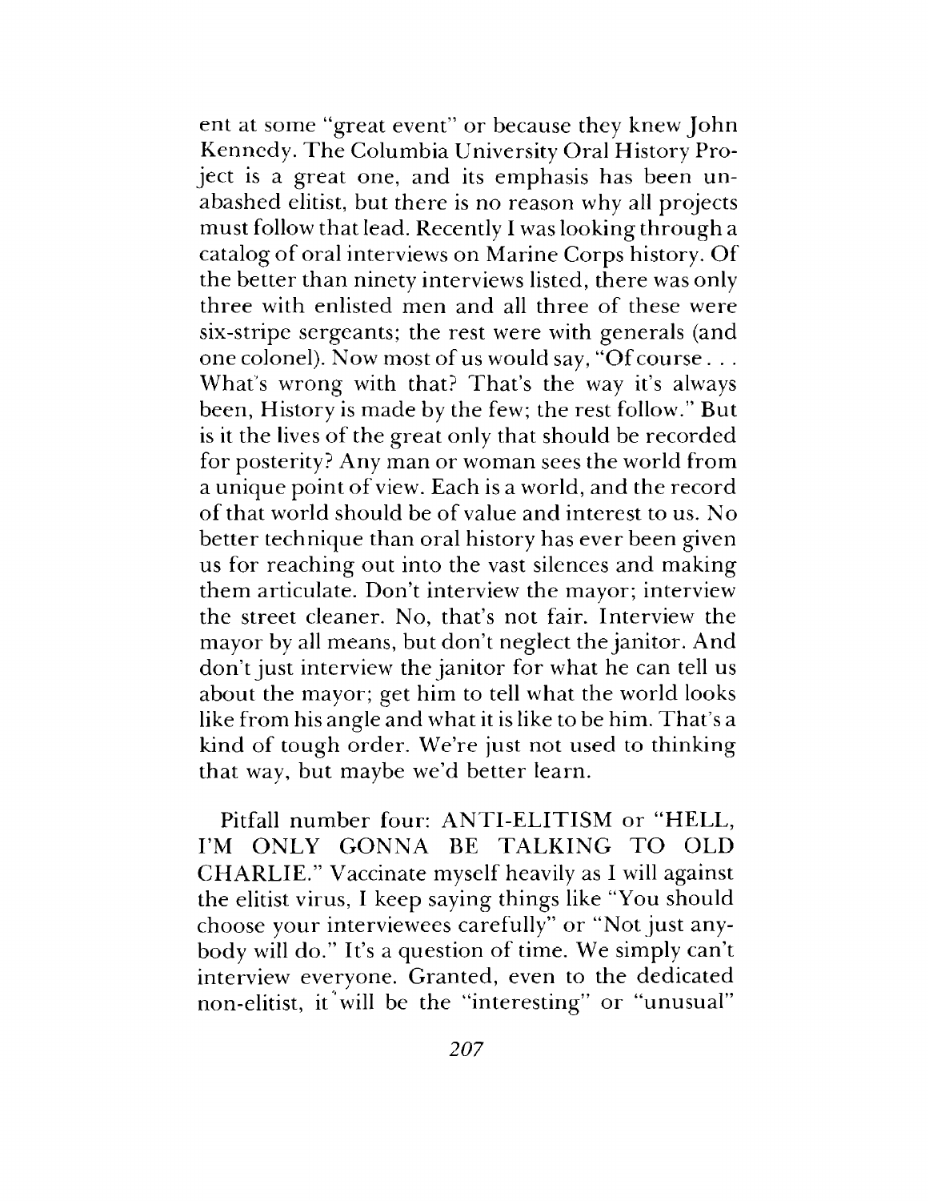ent at some "great event" or because they knew John Kennedy. The Columbia University Oral History Project is a great one, and its emphasis has been unabashed elitist, but there is no reason why all projects must follow that lead. Recently I was looking through a catalog of oral interviews on Marine Corps history. Of the better than ninety interviews listed, there was only three with enlisted men and all three of these were six-stripe sergeants; the rest were with generals (and one colonel). Now most of us would say, "Of course . . . What's wrong with that? That's the way it's always been, History is made by the few; the rest follow." But is it the lives of the great only that should be recorded for posterity? Any man or woman sees the world from a unique point of view. Each is a world, and the record of that world should be of value and interest to us. No better technique than oral history has ever been given us for reaching out into the vast silences and making them articulate. Don't interview the mayor; interview the street cleaner. No, that's not fair. Interview the mayor by all means, but don't neglect the janitor. And don't just interview the janitor for what he can tell us about the mayor; get him to tell what the world looks like from his angle and what it is like to be him. That's a kind of tough order. We're just not used to thinking that way, but maybe we'd better learn.

Pitfall number four: ANTI-ELITISM or "HELL, I'M ONLY GONNA BE TALKING TO OLD CHARLIE." Vaccinate myself heavily as I will against the elitist virus, I keep saying things like "You should choose your interviewees carefully" or "Not just anybody will do." It's a question of time. We simply can't interview everyone. Granted, even to the dedicated non-elitist, it will be the "interesting" or "unusual"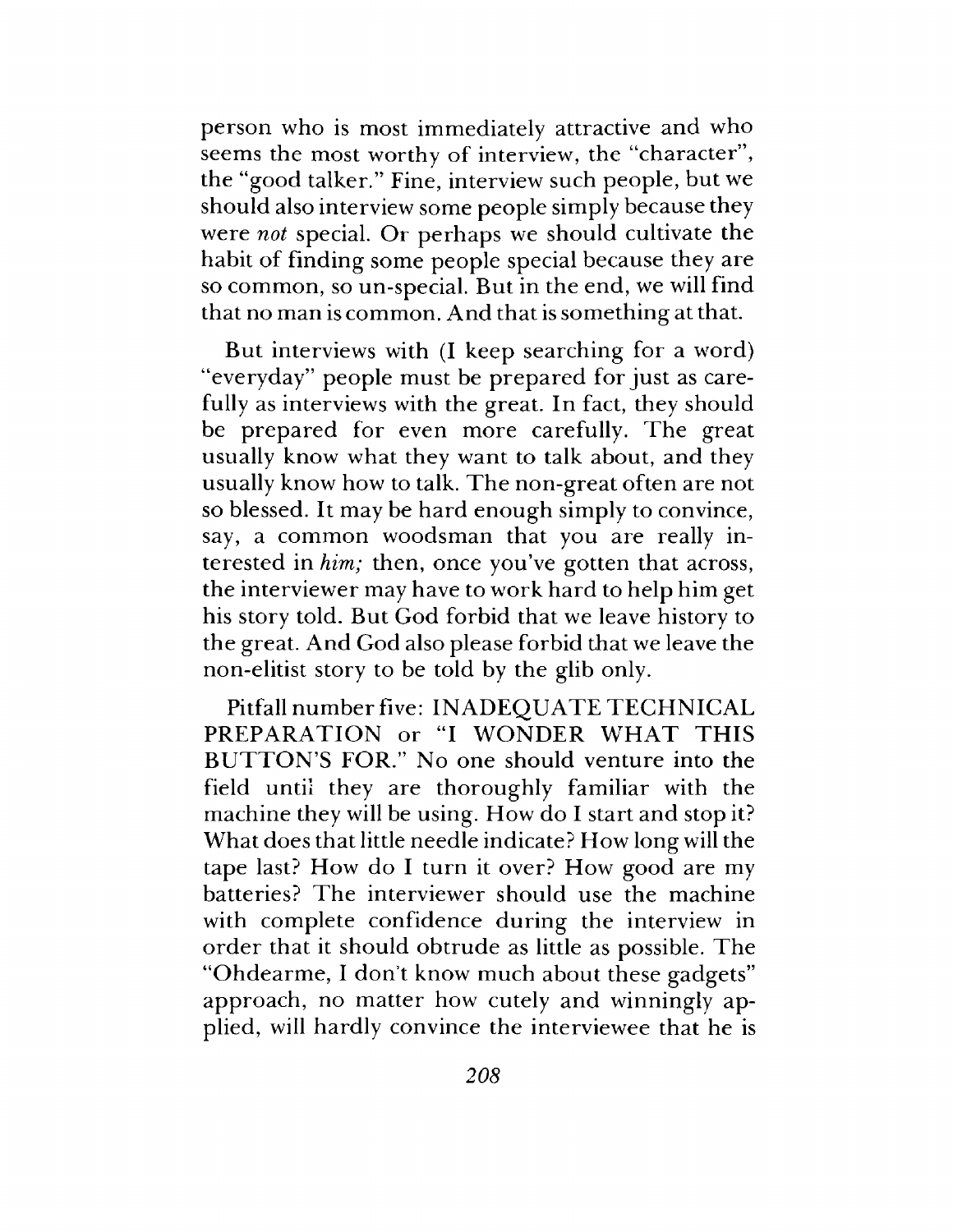person who is most immediately attractive and who seems the most worthy of interview, the "character", the "good talker." Fine, interview such people, but we should also interview some people simply because they were *not* special. Or perhaps we should cultivate the habit of finding some people special because they are so common, so un-special. But in the end, we will find that no man is common. And that is something at that.

But interviews with (I keep searching for a word) "everyday" people must be prepared for just as carefully as interviews with the great. In fact, they should be prepared for even more carefully. The great usually know what they want to talk about, and they usually know how to talk. The non-great often are not so blessed. It may be hard enough simply to convince, say, a common woodsman that you are really interested in *him;* then, once you've gotten that across, the interviewer may have to work hard to help him get his story told. But God forbid that we leave history to the great. And God also please forbid that we leave the non-elitist story to be told by the glib only.

Pitfall number five: INADEQUATE TECHNICAL PREPARATION or "I WONDER WHAT THIS BUTTON'S FOR." No one should venture into the field until they are thoroughly familiar with the machine they will be using. How do I start and stop it? What does that little needle indicate? How long will the tape last? How do I turn it over? How good are my batteries? The interviewer should use the machine with complete confidence during the interview in order that it should obtrude as little as possible. The "Ohdearme, I don't know much about these gadgets" approach, no matter how cutely and winningly applied, will hardly convince the interviewee that he is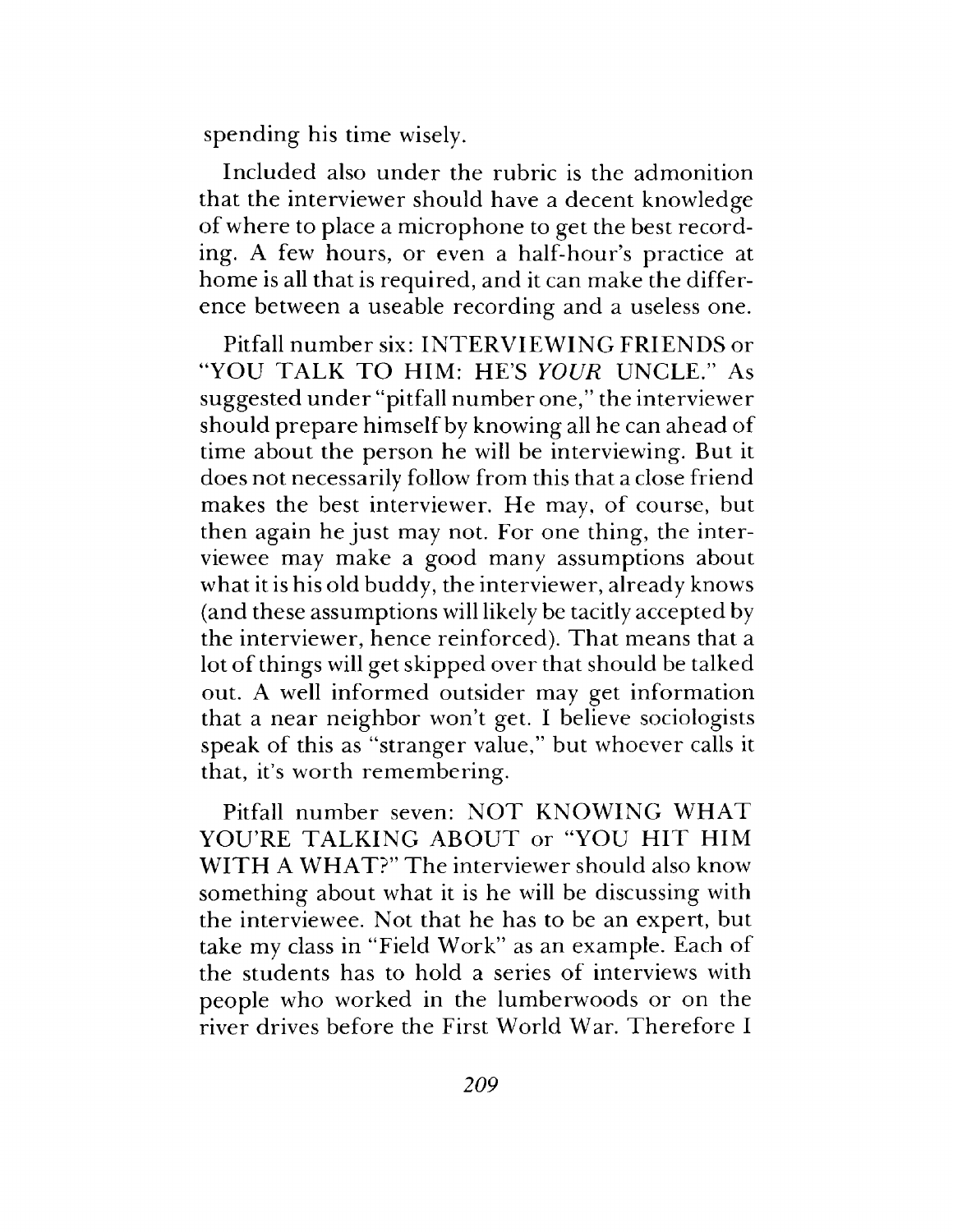spending his time wisely.

Included also under the rubric is the admonition that the interviewer should have a decent knowledge of where to place a microphone to get the best recording. A few hours, or even a half-hour's practice at home is all that is required, and it can make the difference between a useable recording and a useless one.

Pitfall number six: INTERVIEWING FRIENDS or "YOU TALK TO HIM: HE'S *YOUR* UNCLE." As suggested under "pitfall number one," the interviewer should prepare himself by knowing all he can ahead of time about the person he will be interviewing. But it does not necessarily follow from this that a close friend makes the best interviewer. He may, of course, but then again he just may not. For one thing, the interviewee may make a good many assumptions about what it is his old buddy, the interviewer, already knows (and these assumptions will likely be tacitly accepted by the interviewer, hence reinforced). That means that a lot of things will get skipped over that should be talked out. A well informed outsider may get information that a near neighbor won't get. I believe sociologists speak of this as "stranger value," but whoever calls it that, it's worth remembering.

Pitfall number seven: NOT KNOWING WHAT YOU'RE TALKING ABOUT or "YOU HIT HIM WITH A WHAT?" The interviewer should also know something about what it is he will be discussing with the interviewee. Not that he has to be an expert, but take my class in "Field Work" as an example. Each of the students has to hold a series of interviews with people who worked in the lumberwoods or on the river drives before the First World War. Therefore I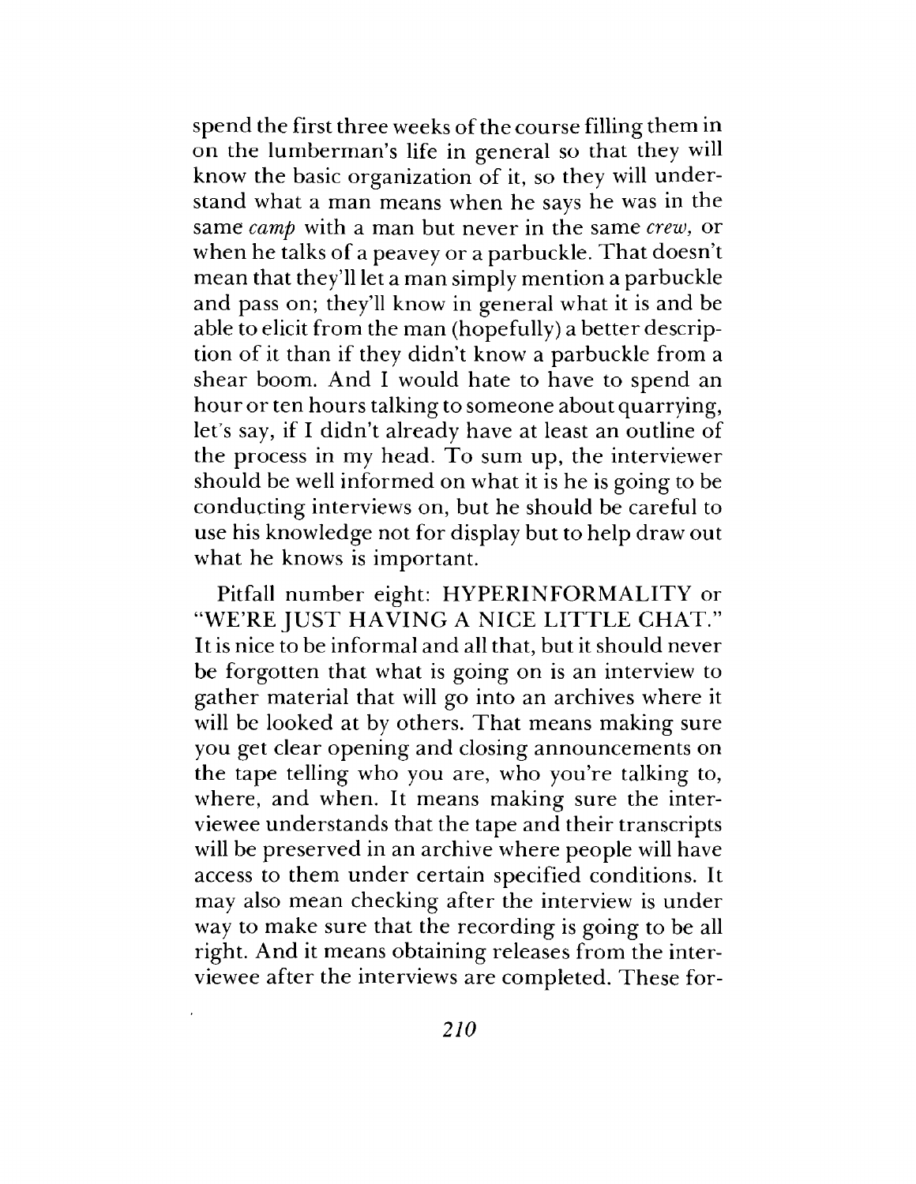spend the first three weeks of the course filling them in on the lumberman's life in general so that they will know the basic organization of it, so they will understand what a man means when he says he was in the same *camp* with a man but never in the same *crew*, or when he talks of a peavey or a parbuckle. That doesn't mean that they'll let a man simply mention a parbuckle and pass on; they'll know in general what it is and be able to elicit from the man (hopefully) a better description of it than if they didn't know a parbuckle from a shear boom. And I would hate to have to spend an hour or ten hours talking to someone about quarrying, let's say, if I didn't already have at least an outline of the process in my head. To sum up, the interviewer should be well informed on what it is he is going to be conducting interviews on, but he should be careful to use his knowledge not for display but to help draw out what he knows is important.

Pitfall number eight: HYPERINFORMALITY or "WE'RE JUST HAVING A NICE LITTLE CHAT." It is nice to be informal and all that, but it should never be forgotten that what is going on is an interview to gather material that will go into an archives where it will be looked at by others. That means making sure you get clear opening and closing announcements on the tape telling who you are, who you're talking to, where, and when. It means making sure the interviewee understands that the tape and their transcripts will be preserved in an archive where people will have access to them under certain specified conditions. It may also mean checking after the interview is under way to make sure that the recording is going to be all right. And it means obtaining releases from the interviewee after the interviews are completed. These for-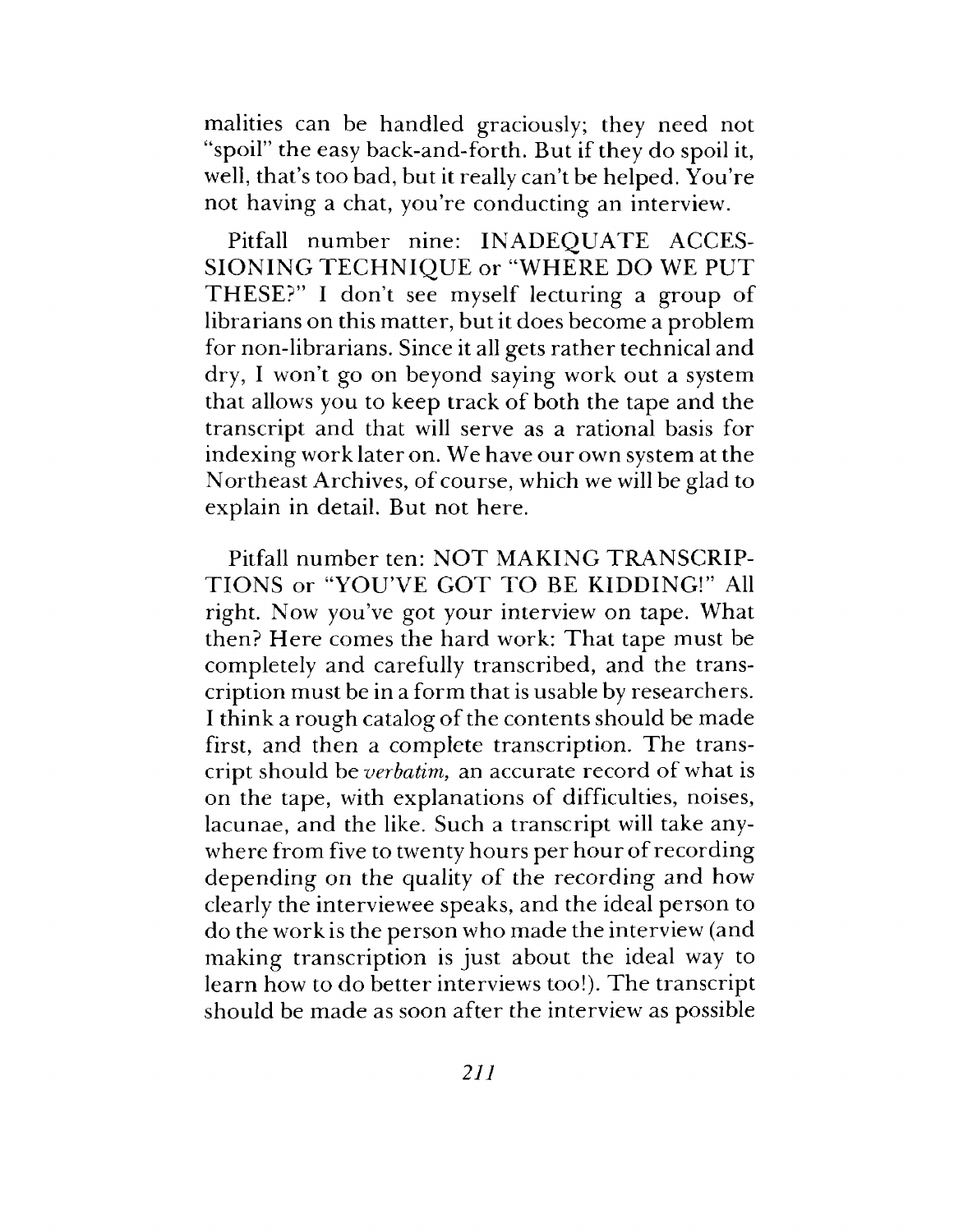malities can be handled graciously; they need not "spoil" the easy back-and-forth. But if they do spoil it, well, that's too bad, but it really can't be helped. You're not having a chat, you're conducting an interview.

Pitfall number nine: INADEQUATE ACCESSIONING TECHNIQUE or "WHERE DO WE PUT THESE?" I don't see myself lecturing a group of librarians on this matter, but it does become a problem for non-librarians. Since it all gets rather technical and dry, I won't go on beyond saying work out a system that allows you to keep track of both the tape and the transcript and that will serve as a rational basis for indexing work later on. We have our own system at the Northeast Archives, of course, which we will be glad to explain in detail. But not here.

Pitfall number ten: NOT MAKING TRANSCRIPTIONS or "YOU'VE GOT TO BE KIDDING!" All right. Now you've got your interview on tape. What then? Here comes the hard work: That tape must be completely and carefully transcribed, and the transcription must be in a form that is usable by researchers. I think a rough catalog of the contents should be made first, and then a complete transcription. The transcript should be *verbatim,* an accurate record of what is on the tape, with explanations of difficulties, noises, lacunae, and the like. Such a transcript will take anywhere from five to twenty hours per hour of recording depending on the quality of the recording and how clearly the interviewee speaks, and the ideal person to do the work is the person who made the interview (and making transcription is just about the ideal way to learn how to do better interviews too!). The transcript should be made as soon after the interview as possible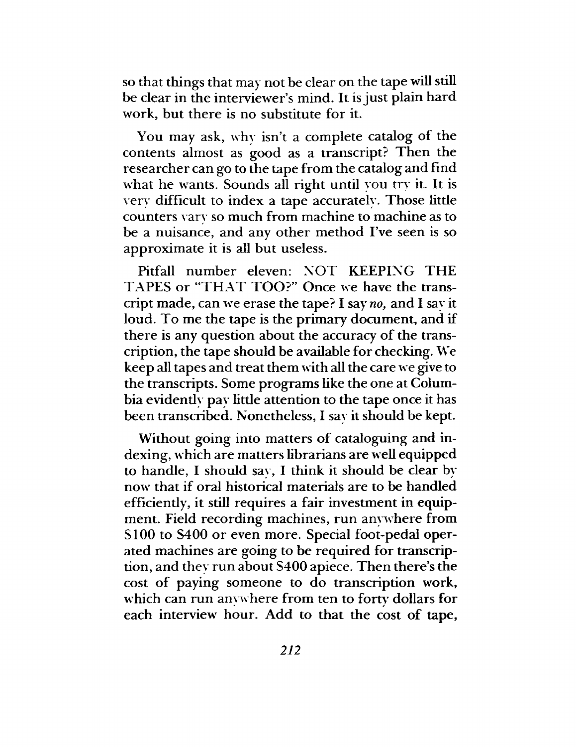so that things that may not be clear on the tape will still be clear in the interviewer's mind. It is just plain hard work, but there is no substitute for it.

You may ask, why isn't a complete catalog of the contents almost as good as a transcript? Then the researcher can go to the tape from the catalog and find what he wants. Sounds all right until you try it. It is very difficult to index a tape accurately. Those little counters vary so much from machine to machine as to be a nuisance, and any other method I've seen is so approximate it is all but useless.

Pitfall number eleven: NOT KEEPING THE TAPES or "THAT TOO?" Once we have the transcript made, can we erase the tape? I say *no,* and I say it loud. To me the tape is the primary document, and if there is any question about the accuracy of the transcription, the tape should be available for checking. We keep all tapes and treat them with all the care we give to the transcripts. Some programs like the one at Columbia evidently pay little attention to the tape once it has been transcribed. Nonetheless, I say it should be kept.

Without going into matters of cataloguing and indexing, which are matters librarians are well equipped to handle, I should say, I think it should be clear by now that if oral historical materials are to be handled efficiently, it still requires a fair investment in equipment. Field recording machines, run anywhere from $100 to $400 or even more. Special foot-pedal operated machines are going to be required for transcription, and they run about $400 apiece. Then there's the cost of paying someone to do transcription work, which can run anywhere from ten to forty dollars for each interview hour. Add to that the cost of tape,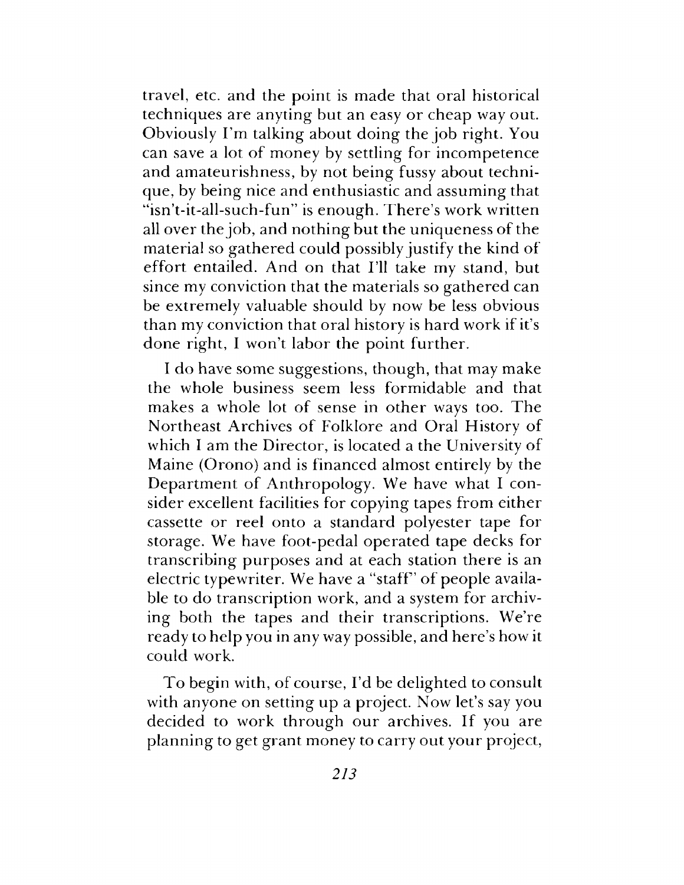travel, etc. and the point is made that oral historical techniques are anyting but an easy or cheap way out. Obviously I'm talking about doing the job right. You can save a lot of money by settling for incompetence and amateurishness, by not being fussy about technique, by being nice and enthusiastic and assuming that "isn't-it-all-such-fun" is enough. There's work written all over the job, and nothing but the uniqueness of the material so gathered could possibly justify the kind of effort entailed. And on that I'll take my stand, but since my conviction that the materials so gathered can be extremely valuable should by now be less obvious than my conviction that oral history is hard work if it's done right, I won't labor the point further.

I do have some suggestions, though, that may make the whole business seem less formidable and that makes a whole lot of sense in other ways too. The Northeast Archives of Folklore and Oral History of which I am the Director, is located a the University of Maine (Orono) and is financed almost entirely by the Department of Anthropology. We have what I consider excellent facilities for copying tapes from either cassette or reel onto a standard polyester tape for storage. We have foot-pedal operated tape decks for transcribing purposes and at each station there is an electric typewriter. We have a "staff" of people available to do transcription work, and a system for archiving both the tapes and their transcriptions. We're ready to help you in any way possible, and here's how it could work.

To begin with, of course, I'd be delighted to consult with anyone on setting up a project. Now let's say you decided to work through our archives. If you are planning to get grant money to carry out your project,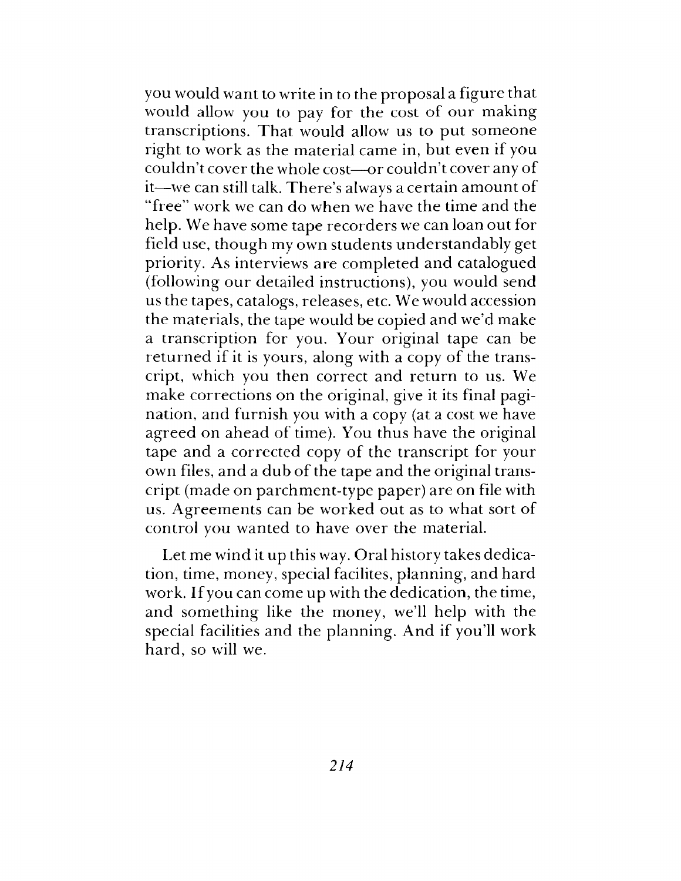you would want to write in to the proposal a figure that would allow you to pay for the cost of our making transcriptions. That would allow us to put someone right to work as the material came in, but even if you couldn't cover the whole cost—or couldn't cover any of it—we can still talk. There's always a certain amount of "free" work we can do when we have the time and the help. We have some tape recorders we can loan out for field use, though my own students understandably get priority. As interviews are completed and catalogued (following our detailed instructions), you would send us the tapes, catalogs, releases, etc. We would accession the materials, the tape would be copied and we'd make a transcription for you. Your original tape can be returned if it is yours, along with a copy of the transcript, which you then correct and return to us. We make corrections on the original, give it its final pagination, and furnish you with a copy (at a cost we have agreed on ahead of time). You thus have the original tape and a corrected copy of the transcript for your own files, and a dub of the tape and the original transcript (made on parchment-type paper) are on file with us. Agreements can be worked out as to what sort of control you wanted to have over the material.

Let me wind it up this way. Oral history takes dedication, time, money, special facilites, planning, and hard work. If you can come up with the dedication, the time, and something like the money, we'll help with the special facilities and the planning. And if you'll work hard, so will we.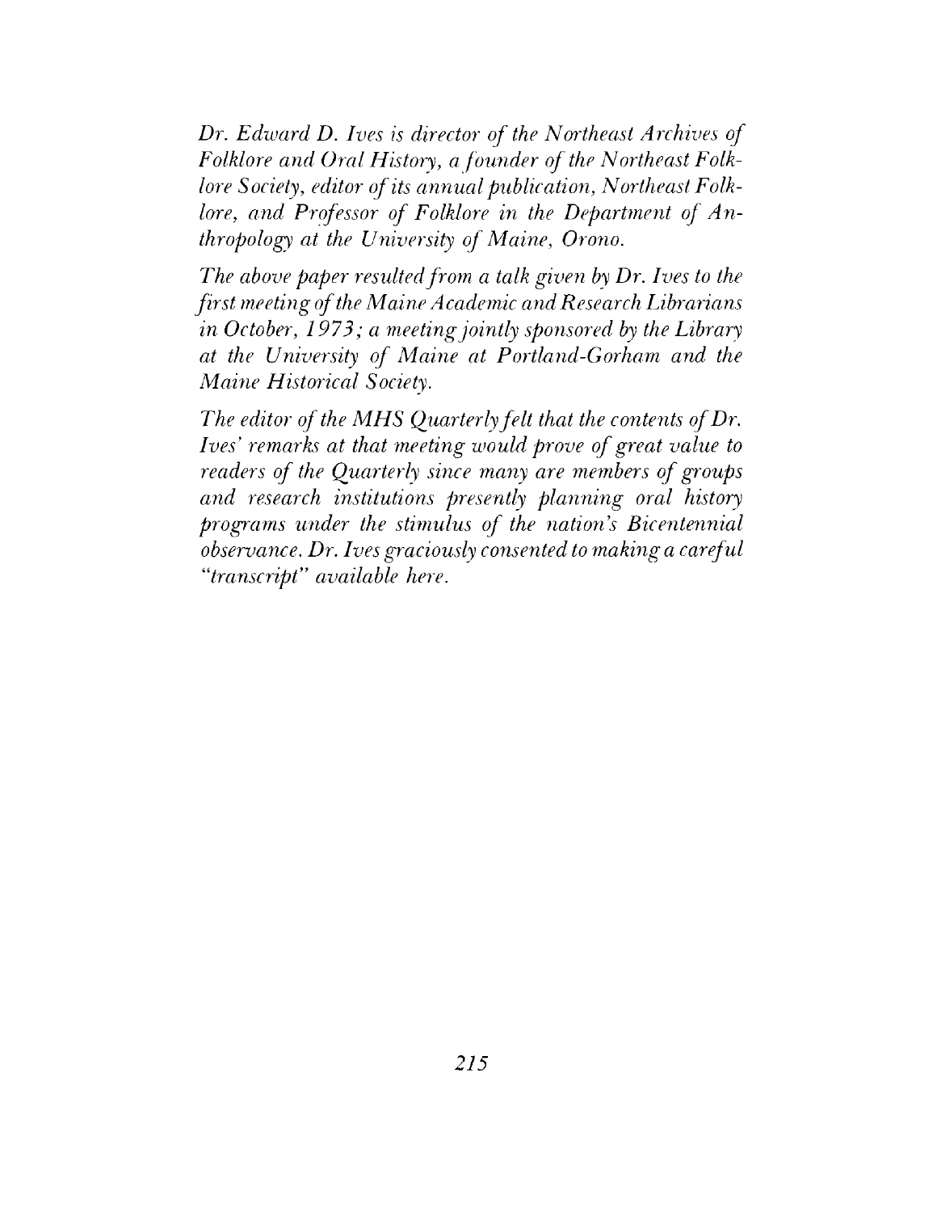*Dr. Edward D. Ives is director of the Northeast Archives of Folklore and Oral History, a founder of the Northeast Folklore Society, editor of its annual publication, Northeast Folklore, and Professor of Folklore in the Department of Anthropology at the University of Maine, Orono.*

*The above paper resulted from a talk given by Dr. Ives to the first meeting of the Maine Academic and Research Librarians in October, 1973; a meeting jointly sponsored by the Library at the University of Maine at Portland-Gorham and the Maine Historical Society.*

*The editor of the MHS Quarterly felt that the contents of Dr. Ives' remarks at that meeting would prove of great value to readers of the Quarterly since many are members of groups and research institutions presently planning oral history programs under the stimulus of the nation's Bicentennial observance. Dr. Ives graciously consented to making a careful "transcript" available here.*